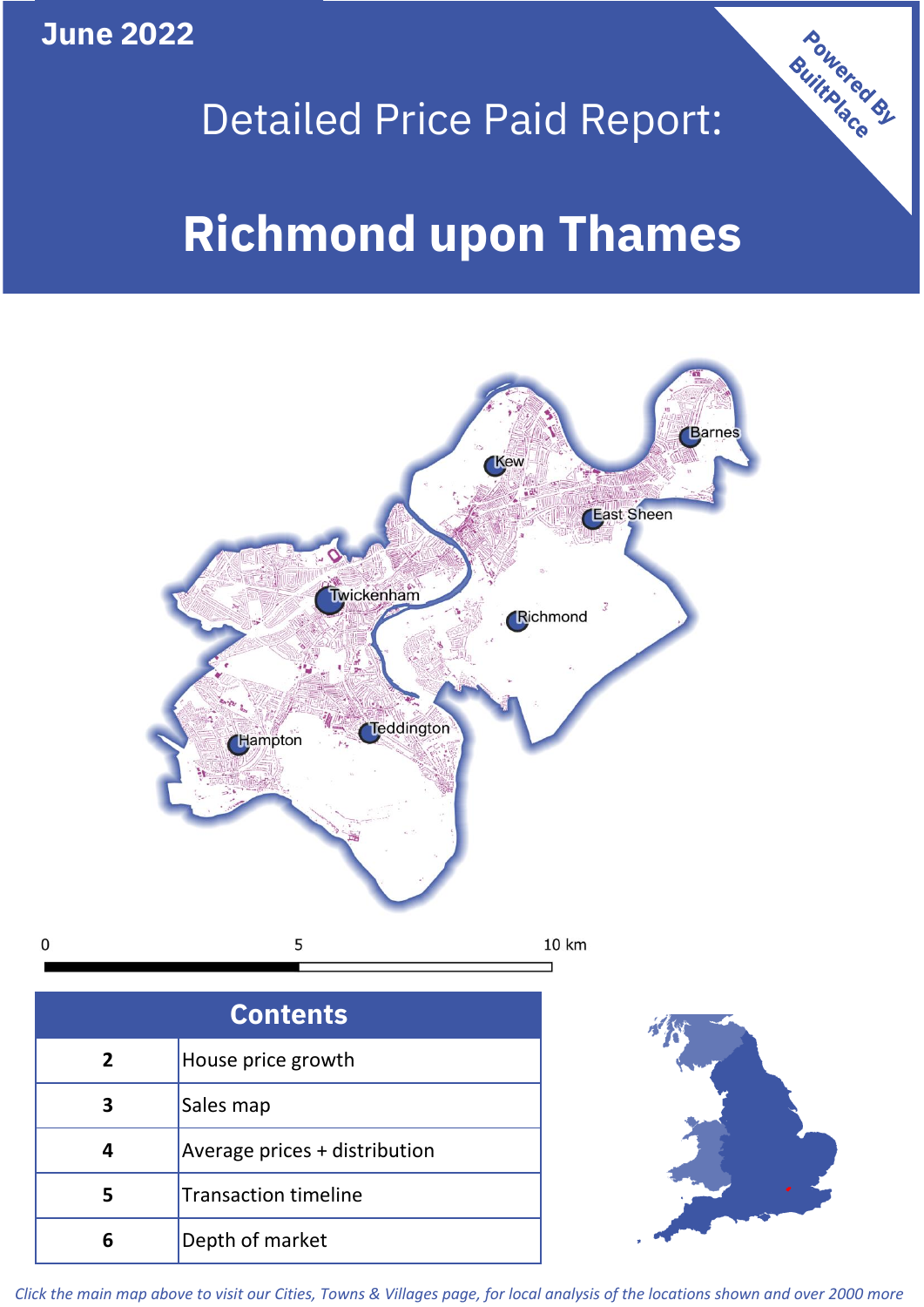June 2022

# Detailed Price Paid Report:

# Richmond upon Thames

Powered By BuiltPlace

| Contents | |
|---|---|
| 2 | House price growth |
| 3 | Sales map |
| 4 | Average prices + distribution |
| 5 | Transaction timeline |
| 6 | Depth of market |

*Click the main map above to visit our Cities, Towns & Villages page, for local analysis of the locations shown and over 2000 more*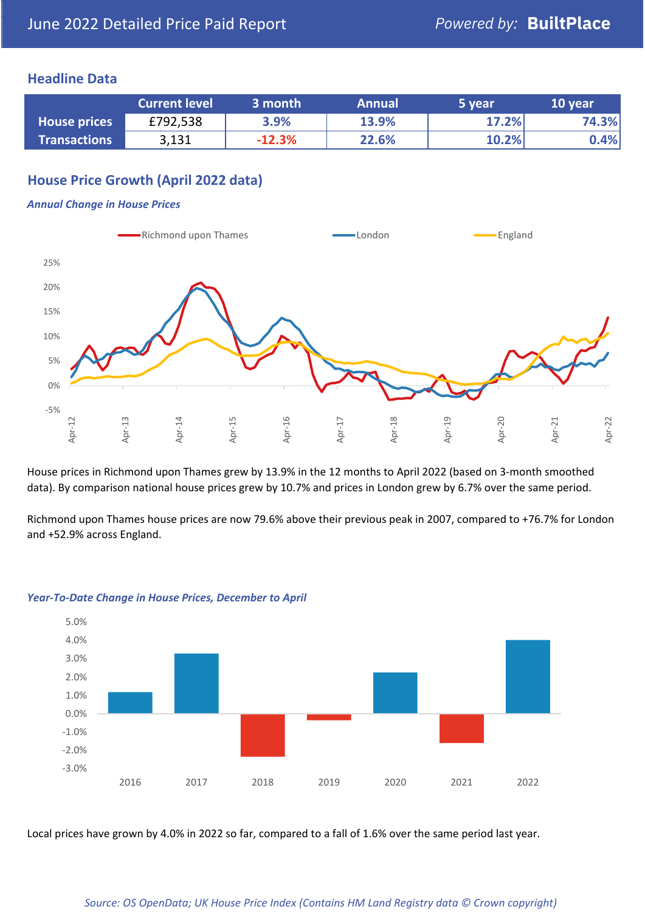# June 2022 Detailed Price Paid Report

Powered by: **BuiltPlace**

## Headline Data

| | Current level | 3 month | Annual | 5 year | 10 year |
|---|---|---|---|---|---|
| **House prices** | £792,538 | 3.9% | 13.9% | 17.2% | 74.3% |
| **Transactions** | 3,131 | -12.3% | 22.6% | 10.2% | 0.4% |

## House Price Growth (April 2022 data)

### *Annual Change in House Prices*

House prices in Richmond upon Thames grew by 13.9% in the 12 months to April 2022 (based on 3-month smoothed data). By comparison national house prices grew by 10.7% and prices in London grew by 6.7% over the same period.

Richmond upon Thames house prices are now 79.6% above their previous peak in 2007, compared to +76.7% for London and +52.9% across England.

### *Year-To-Date Change in House Prices, December to April*

Local prices have grown by 4.0% in 2022 so far, compared to a fall of 1.6% over the same period last year.

*Source: OS OpenData; UK House Price Index (Contains HM Land Registry data © Crown copyright)*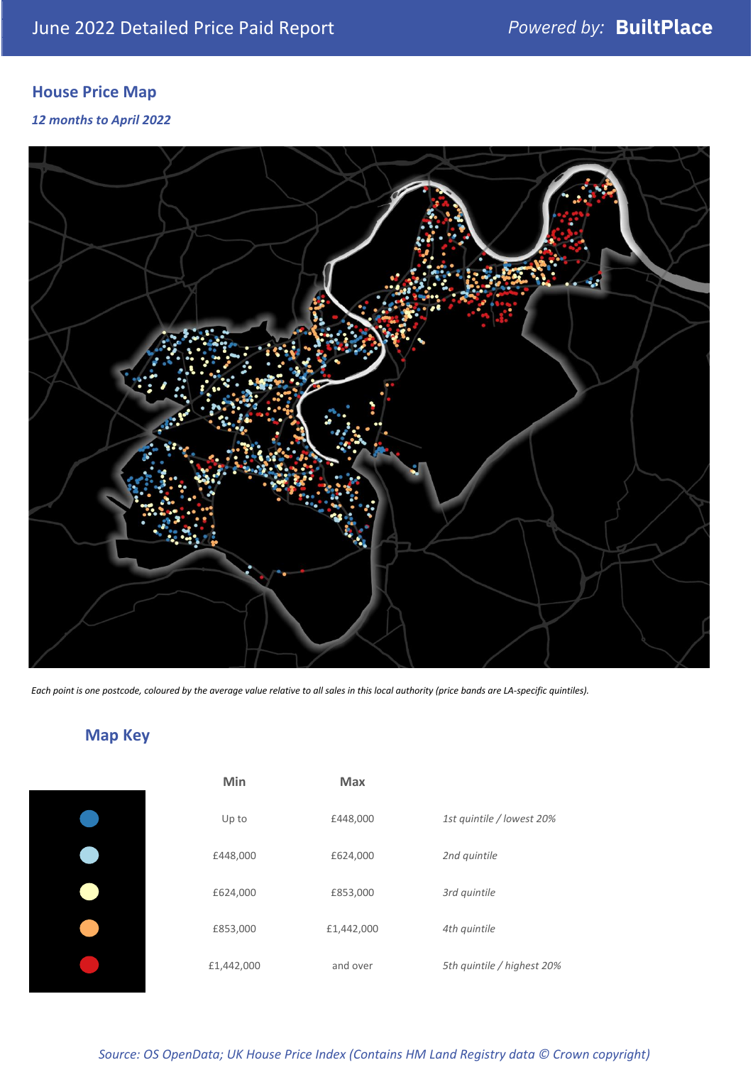## House Price Map

*12 months to April 2022*

*Each point is one postcode, coloured by the average value relative to all sales in this local authority (price bands are LA-specific quintiles).*

## Map Key

| | Min | Max | |
|---|---|---|---|
| | Up to | £448,000 | *1st quintile / lowest 20%* |
| | £448,000 | £624,000 | *2nd quintile* |
| | £624,000 | £853,000 | *3rd quintile* |
| | £853,000 | £1,442,000 | *4th quintile* |
| | £1,442,000 | and over | *5th quintile / highest 20%* |

*Source: OS OpenData; UK House Price Index (Contains HM Land Registry data © Crown copyright)*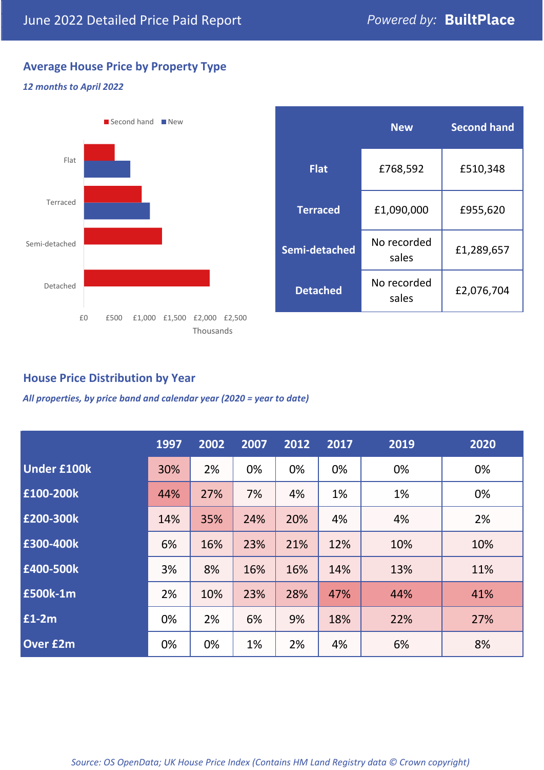# June 2022 Detailed Price Paid Report

Powered by: **BuiltPlace**

## Average House Price by Property Type

*12 months to April 2022*

| | New | Second hand |
|---|---|---|
| **Flat** | £768,592 | £510,348 |
| **Terraced** | £1,090,000 | £955,620 |
| **Semi-detached** | No recorded sales | £1,289,657 |
| **Detached** | No recorded sales | £2,076,704 |

## House Price Distribution by Year

*All properties, by price band and calendar year (2020 = year to date)*

| | 1997 | 2002 | 2007 | 2012 | 2017 | 2019 | 2020 |
|---|---|---|---|---|---|---|---|
| **Under £100k** | 30% | 2% | 0% | 0% | 0% | 0% | 0% |
| **£100-200k** | 44% | 27% | 7% | 4% | 1% | 1% | 0% |
| **£200-300k** | 14% | 35% | 24% | 20% | 4% | 4% | 2% |
| **£300-400k** | 6% | 16% | 23% | 21% | 12% | 10% | 10% |
| **£400-500k** | 3% | 8% | 16% | 16% | 14% | 13% | 11% |
| **£500k-1m** | 2% | 10% | 23% | 28% | 47% | 44% | 41% |
| **£1-2m** | 0% | 2% | 6% | 9% | 18% | 22% | 27% |
| **Over £2m** | 0% | 0% | 1% | 2% | 4% | 6% | 8% |

*Source: OS OpenData; UK House Price Index (Contains HM Land Registry data © Crown copyright)*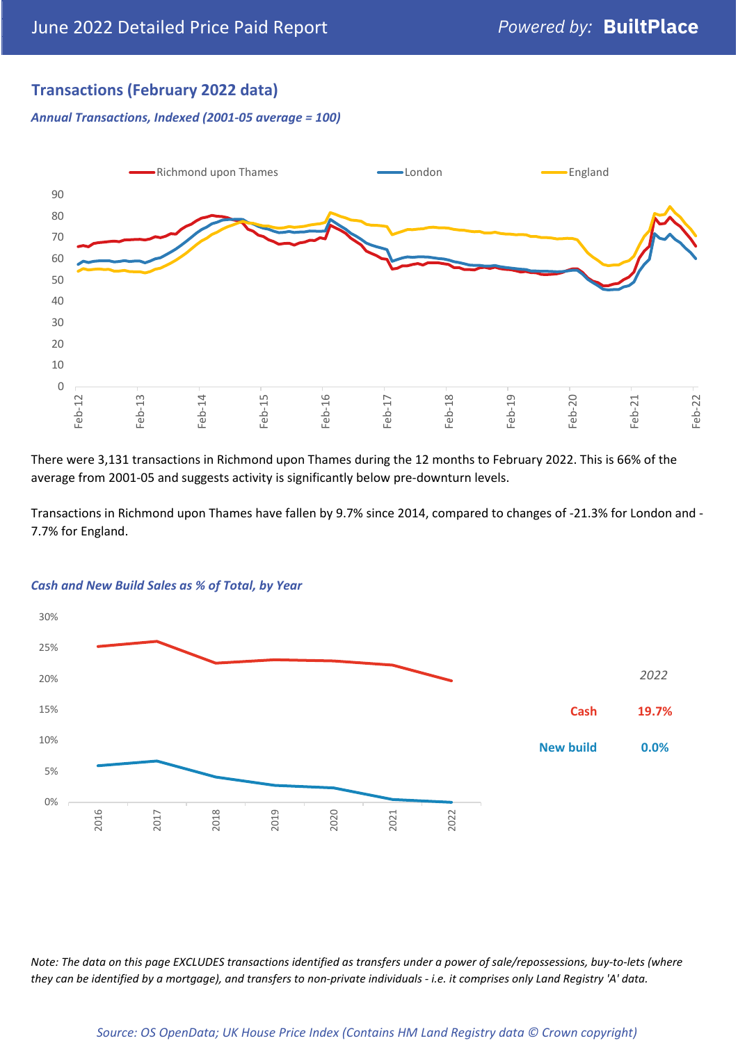## Transactions (February 2022 data)

*Annual Transactions, Indexed (2001-05 average = 100)*

There were 3,131 transactions in Richmond upon Thames during the 12 months to February 2022. This is 66% of the average from 2001-05 and suggests activity is significantly below pre-downturn levels.

Transactions in Richmond upon Thames have fallen by 9.7% since 2014, compared to changes of -21.3% for London and -7.7% for England.

*Cash and New Build Sales as % of Total, by Year*

| *2022* | |
|---|---|
| Cash | 19.7% |
| New build | 0.0% |

*Note: The data on this page EXCLUDES transactions identified as transfers under a power of sale/repossessions, buy-to-lets (where they can be identified by a mortgage), and transfers to non-private individuals - i.e. it comprises only Land Registry 'A' data.*

*Source: OS OpenData; UK House Price Index (Contains HM Land Registry data © Crown copyright)*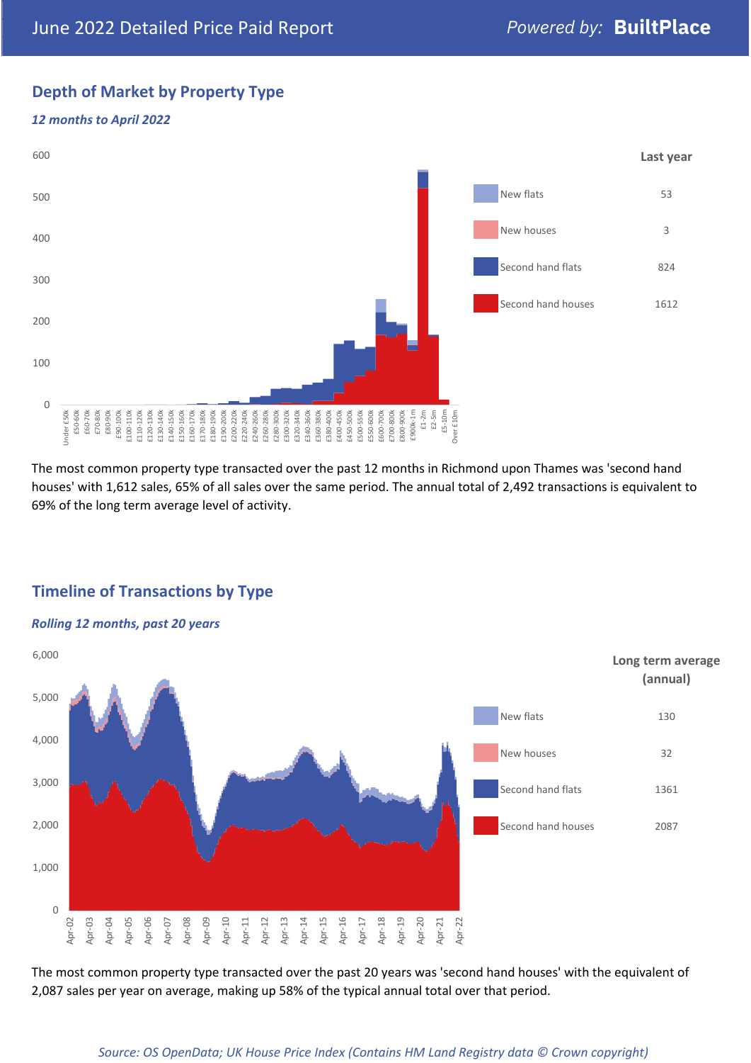June 2022 Detailed Price Paid Report

*Powered by:* **BuiltPlace**

## Depth of Market by Property Type

*12 months to April 2022*

600
500
400
300
200
100
0

Under £50k, £50-60k, £60-70k, £70-80k, £80-90k, £90-100k, £100-110k, £110-120k, £120-130k, £130-140k, £140-150k, £150-160k, £160-170k, £170-180k, £180-190k, £190-200k, £200-220k, £220-240k, £240-260k, £260-280k, £280-300k, £300-320k, £320-340k, £340-360k, £360-380k, £380-400k, £400-450k, £450-500k, £500-550k, £550-600k, £600-700k, £700-800k, £800-900k, £900k-1m, £1-2m, £2-5m, £5-10m, Over £10m

Last year

New flats 53

New houses 3

Second hand flats 824

Second hand houses 1612

The most common property type transacted over the past 12 months in Richmond upon Thames was 'second hand houses' with 1,612 sales, 65% of all sales over the same period. The annual total of 2,492 transactions is equivalent to 69% of the long term average level of activity.

## Timeline of Transactions by Type

*Rolling 12 months, past 20 years*

6,000
5,000
4,000
3,000
2,000
1,000
0

Apr-02, Apr-03, Apr-04, Apr-05, Apr-06, Apr-07, Apr-08, Apr-09, Apr-10, Apr-11, Apr-12, Apr-13, Apr-14, Apr-15, Apr-16, Apr-17, Apr-18, Apr-19, Apr-20, Apr-21, Apr-22

Long term average (annual)

New flats 130

New houses 32

Second hand flats 1361

Second hand houses 2087

The most common property type transacted over the past 20 years was 'second hand houses' with the equivalent of 2,087 sales per year on average, making up 58% of the typical annual total over that period.

*Source: OS OpenData; UK House Price Index (Contains HM Land Registry data © Crown copyright)*